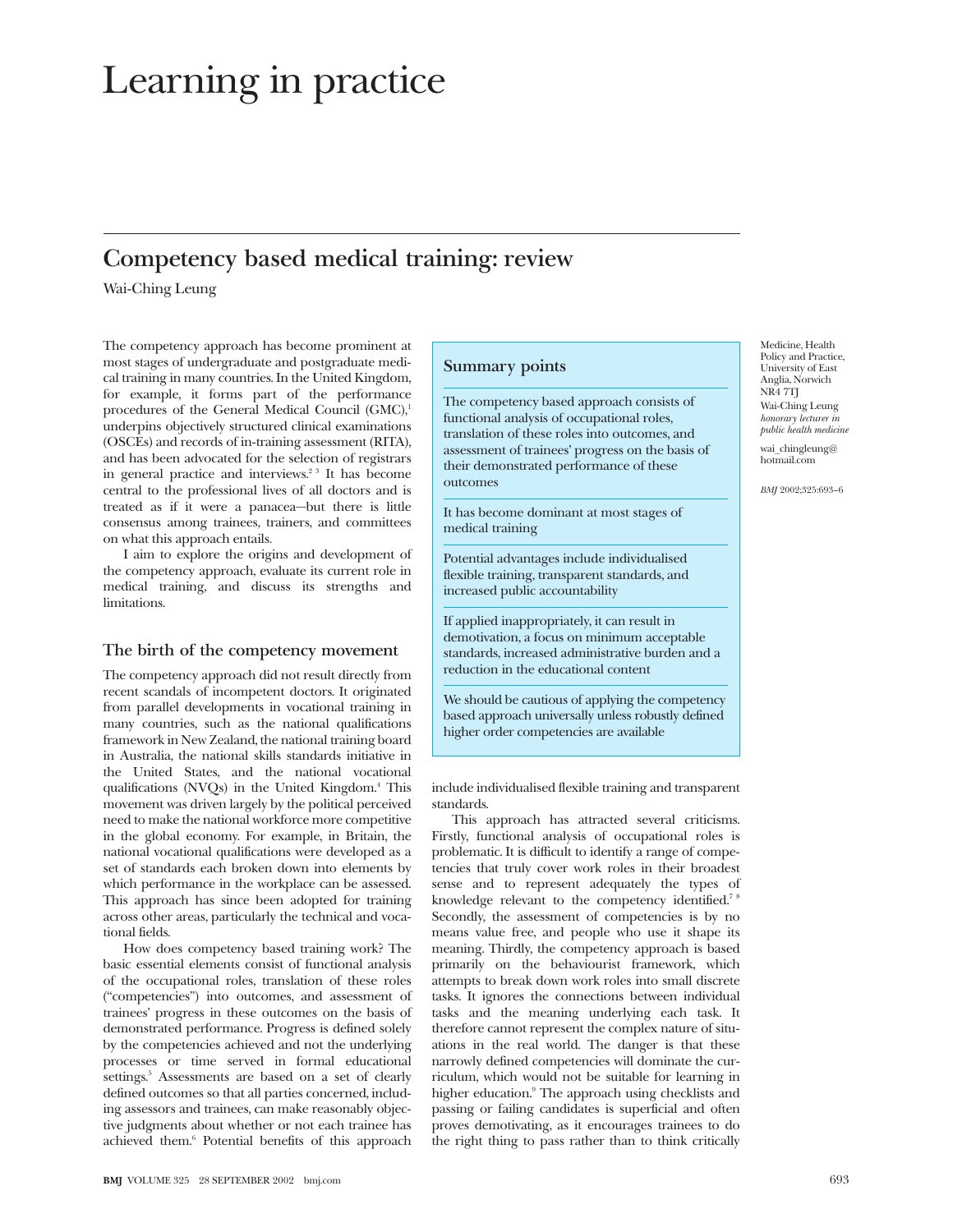# Learning in practice

## Competency based medical training: review

Wai-Ching Leung

Medicine, Health Policy and Practice, University of East Anglia, Norwich NR4 7TJ
Wai-Ching Leung *honorary lecturer in public health medicine*

wai_chingleung@hotmail.com

*BMJ* 2002;325:693–6

The competency approach has become prominent at most stages of undergraduate and postgraduate medical training in many countries. In the United Kingdom, for example, it forms part of the performance procedures of the General Medical Council (GMC),[1] underpins objectively structured clinical examinations (OSCEs) and records of in-training assessment (RITA), and has been advocated for the selection of registrars in general practice and interviews.[2 3] It has become central to the professional lives of all doctors and is treated as if it were a panacea—but there is little consensus among trainees, trainers, and committees on what this approach entails.

I aim to explore the origins and development of the competency approach, evaluate its current role in medical training, and discuss its strengths and limitations.

### Summary points

The competency based approach consists of functional analysis of occupational roles, translation of these roles into outcomes, and assessment of trainees' progress on the basis of their demonstrated performance of these outcomes

It has become dominant at most stages of medical training

Potential advantages include individualised flexible training, transparent standards, and increased public accountability

If applied inappropriately, it can result in demotivation, a focus on minimum acceptable standards, increased administrative burden and a reduction in the educational content

We should be cautious of applying the competency based approach universally unless robustly defined higher order competencies are available

### The birth of the competency movement

The competency approach did not result directly from recent scandals of incompetent doctors. It originated from parallel developments in vocational training in many countries, such as the national qualifications framework in New Zealand, the national training board in Australia, the national skills standards initiative in the United States, and the national vocational qualifications (NVQs) in the United Kingdom.[4] This movement was driven largely by the political perceived need to make the national workforce more competitive in the global economy. For example, in Britain, the national vocational qualifications were developed as a set of standards each broken down into elements by which performance in the workplace can be assessed. This approach has since been adopted for training across other areas, particularly the technical and vocational fields.

How does competency based training work? The basic essential elements consist of functional analysis of the occupational roles, translation of these roles ("competencies") into outcomes, and assessment of trainees' progress in these outcomes on the basis of demonstrated performance. Progress is defined solely by the competencies achieved and not the underlying processes or time served in formal educational settings.[5] Assessments are based on a set of clearly defined outcomes so that all parties concerned, including assessors and trainees, can make reasonably objective judgments about whether or not each trainee has achieved them.[6] Potential benefits of this approach include individualised flexible training and transparent standards.

This approach has attracted several criticisms. Firstly, functional analysis of occupational roles is problematic. It is difficult to identify a range of competencies that truly cover work roles in their broadest sense and to represent adequately the types of knowledge relevant to the competency identified.[7 8] Secondly, the assessment of competencies is by no means value free, and people who use it shape its meaning. Thirdly, the competency approach is based primarily on the behaviourist framework, which attempts to break down work roles into small discrete tasks. It ignores the connections between individual tasks and the meaning underlying each task. It therefore cannot represent the complex nature of situations in the real world. The danger is that these narrowly defined competencies will dominate the curriculum, which would not be suitable for learning in higher education.[9] The approach using checklists and passing or failing candidates is superficial and often proves demotivating, as it encourages trainees to do the right thing to pass rather than to think critically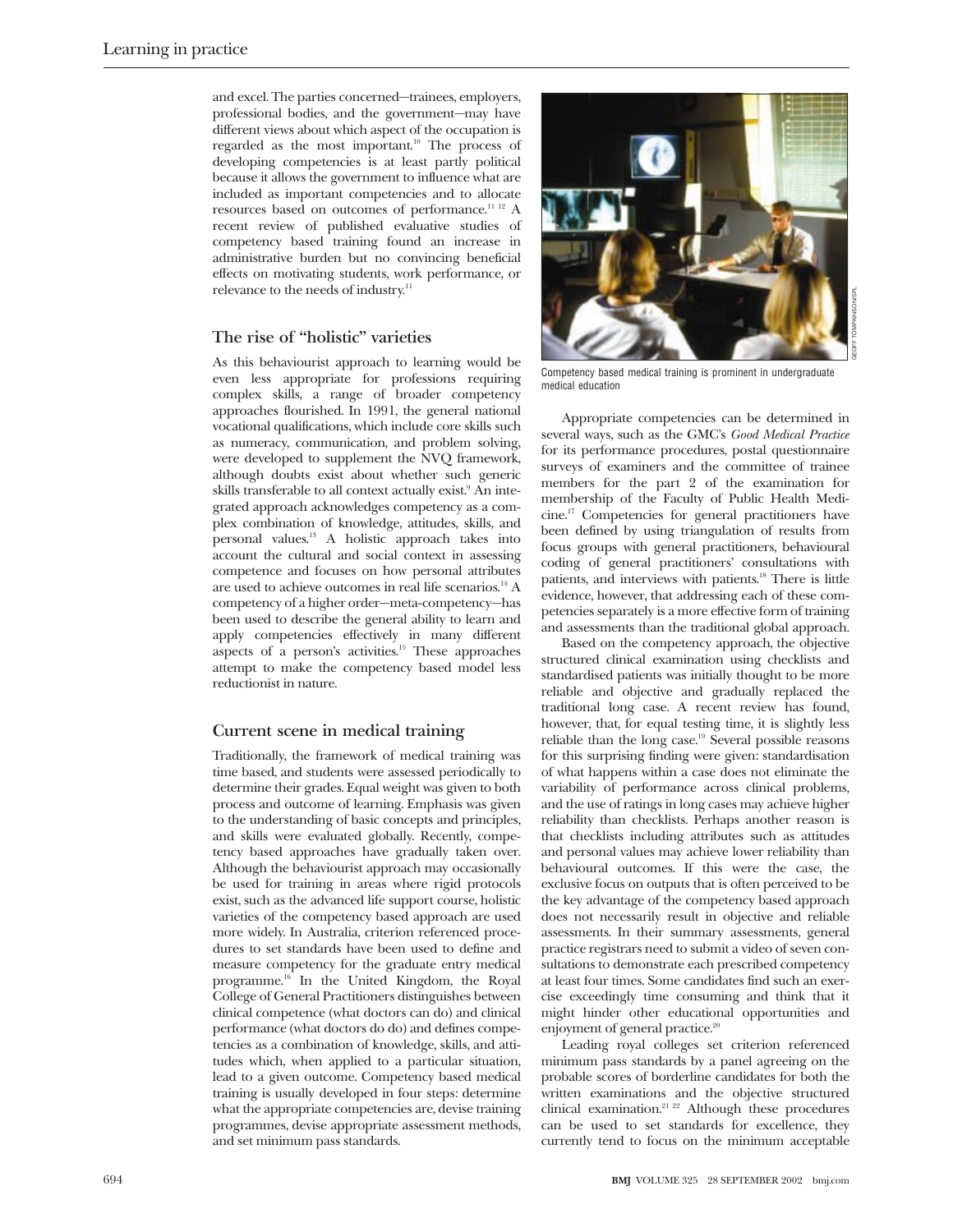and excel. The parties concerned—trainees, employers, professional bodies, and the government—may have different views about which aspect of the occupation is regarded as the most important.[10] The process of developing competencies is at least partly political because it allows the government to influence what are included as important competencies and to allocate resources based on outcomes of performance.[11 12] A recent review of published evaluative studies of competency based training found an increase in administrative burden but no convincing beneficial effects on motivating students, work performance, or relevance to the needs of industry.[11]

## The rise of "holistic" varieties

As this behaviourist approach to learning would be even less appropriate for professions requiring complex skills, a range of broader competency approaches flourished. In 1991, the general national vocational qualifications, which include core skills such as numeracy, communication, and problem solving, were developed to supplement the NVQ framework, although doubts exist about whether such generic skills transferable to all context actually exist.[9] An integrated approach acknowledges competency as a complex combination of knowledge, attitudes, skills, and personal values.[13] A holistic approach takes into account the cultural and social context in assessing competence and focuses on how personal attributes are used to achieve outcomes in real life scenarios.[14] A competency of a higher order—meta-competency—has been used to describe the general ability to learn and apply competencies effectively in many different aspects of a person's activities.[15] These approaches attempt to make the competency based model less reductionist in nature.

## Current scene in medical training

Traditionally, the framework of medical training was time based, and students were assessed periodically to determine their grades. Equal weight was given to both process and outcome of learning. Emphasis was given to the understanding of basic concepts and principles, and skills were evaluated globally. Recently, competency based approaches have gradually taken over. Although the behaviourist approach may occasionally be used for training in areas where rigid protocols exist, such as the advanced life support course, holistic varieties of the competency based approach are used more widely. In Australia, criterion referenced procedures to set standards have been used to define and measure competency for the graduate entry medical programme.[16] In the United Kingdom, the Royal College of General Practitioners distinguishes between clinical competence (what doctors can do) and clinical performance (what doctors do do) and defines competencies as a combination of knowledge, skills, and attitudes which, when applied to a particular situation, lead to a given outcome. Competency based medical training is usually developed in four steps: determine what the appropriate competencies are, devise training programmes, devise appropriate assessment methods, and set minimum pass standards.

Competency based medical training is prominent in undergraduate medical education

Appropriate competencies can be determined in several ways, such as the GMC's *Good Medical Practice* for its performance procedures, postal questionnaire surveys of examiners and the committee of trainee members for the part 2 of the examination for membership of the Faculty of Public Health Medicine.[17] Competencies for general practitioners have been defined by using triangulation of results from focus groups with general practitioners, behavioural coding of general practitioners' consultations with patients, and interviews with patients.[18] There is little evidence, however, that addressing each of these competencies separately is a more effective form of training and assessments than the traditional global approach.

Based on the competency approach, the objective structured clinical examination using checklists and standardised patients was initially thought to be more reliable and objective and gradually replaced the traditional long case. A recent review has found, however, that, for equal testing time, it is slightly less reliable than the long case.[19] Several possible reasons for this surprising finding were given: standardisation of what happens within a case does not eliminate the variability of performance across clinical problems, and the use of ratings in long cases may achieve higher reliability than checklists. Perhaps another reason is that checklists including attributes such as attitudes and personal values may achieve lower reliability than behavioural outcomes. If this were the case, the exclusive focus on outputs that is often perceived to be the key advantage of the competency based approach does not necessarily result in objective and reliable assessments. In their summary assessments, general practice registrars need to submit a video of seven consultations to demonstrate each prescribed competency at least four times. Some candidates find such an exercise exceedingly time consuming and think that it might hinder other educational opportunities and enjoyment of general practice.[20]

Leading royal colleges set criterion referenced minimum pass standards by a panel agreeing on the probable scores of borderline candidates for both the written examinations and the objective structured clinical examination.[21 22] Although these procedures can be used to set standards for excellence, they currently tend to focus on the minimum acceptable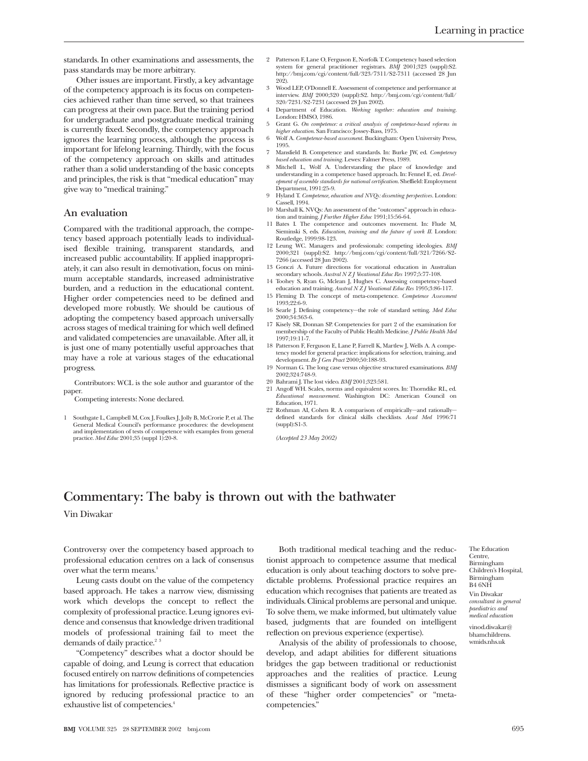standards. In other examinations and assessments, the pass standards may be more arbitrary.

Other issues are important. Firstly, a key advantage of the competency approach is its focus on competencies achieved rather than time served, so that trainees can progress at their own pace. But the training period for undergraduate and postgraduate medical training is currently fixed. Secondly, the competency approach ignores the learning process, although the process is important for lifelong learning. Thirdly, with the focus of the competency approach on skills and attitudes rather than a solid understanding of the basic concepts and principles, the risk is that "medical education" may give way to "medical training."

## An evaluation

Compared with the traditional approach, the competency based approach potentially leads to individualised flexible training, transparent standards, and increased public accountability. If applied inappropriately, it can also result in demotivation, focus on minimum acceptable standards, increased administrative burden, and a reduction in the educational content. Higher order competencies need to be defined and developed more robustly. We should be cautious of adopting the competency based approach universally across stages of medical training for which well defined and validated competencies are unavailable. After all, it is just one of many potentially useful approaches that may have a role at various stages of the educational progress.

Contributors: WCL is the sole author and guarantor of the paper.

Competing interests: None declared.

1. Southgate L, Campbell M, Cox J, Foulkes J, Jolly B, McCrorie P, et al. The General Medical Council's performance procedures: the development and implementation of tests of competence with examples from general practice. *Med Educ* 2001;35 (suppl 1):20-8.
2. Patterson F, Lane O, Ferguson E, Norfolk T. Competency based selection system for general practitioner registrars. *BMJ* 2001;323 (suppl):S2. http://bmj.com/cgi/content/full/323/7311/S2-7311 (accessed 28 Jun 202).
3. Wood LEP, O'Donnell E. Assessment of competence and performance at interview. *BMJ* 2000;320 (suppl):S2. http://bmj.com/cgi/content/full/320/7231/S2-7231 (accessed 28 Jun 2002).
4. Department of Education. *Working together: education and training*. London: HMSO, 1986.
5. Grant G. *On competence: a critical analysis of competence-based reforms in higher education*. San Francisco: Jossey-Bass, 1975.
6. Wolf A. *Competence-based assessment*. Buckingham: Open University Press, 1995.
7. Mansfield B. Competence and standards. In: Burke JW, ed. *Competency based education and training*. Lewes: Falmer Press, 1989.
8. Mitchell L, Wolf A. Understanding the place of knowledge and understanding in a competence based approach. In: Fennel E, ed. *Development of assemble standards for national certification*. Sheffield: Employment Department, 1991:25-9.
9. Hyland T. *Competence, education and NVQs: dissenting perspectives*. London: Cassell, 1994.
10. Marshall K. NVQs: An assessment of the "outcomes" approach in education and training. *J Further Higher Educ* 1991;15:56-64.
11. Bates I. The competence and outcomes movement. In: Flude M, Sieminski S, eds. *Education, training and the future of work II*. London: Routledge, 1999:98-123.
12. Leung WC. Managers and professionals: competing ideologies. *BMJ* 2000;321 (suppl):S2. http://bmj.com/cgi/content/full/321/7266/S2-7266 (accessed 28 Jun 2002).
13. Gonczi A. Future directions for vocational education in Australian secondary schools. *Austral N Z J Vocational Educ Res* 1997;5:77-108.
14. Toohey S, Ryan G, Mclean J, Hughes C. Assessing competency-based education and training. *Austral N Z J Vocational Educ Res* 1995;3:86-117.
15. Fleming D. The concept of meta-competence. *Competence Assessment* 1993;22:6-9.
16. Searle J. Defining competency—the role of standard setting. *Med Educ* 2000;34:363-6.
17. Kisely SR, Donnan SP. Competencies for part 2 of the examination for membership of the Faculty of Public Health Medicine. *J Public Health Med* 1997;19:11-7.
18. Patterson F, Ferguson E, Lane P, Farrell K, Martlew J, Wells A. A competency model for general practice: implications for selection, training, and development. *Br J Gen Pract* 2000;50:188-93.
19. Norman G. The long case versus objective structured examinations. *BMJ* 2002;324:748-9.
20. Bahrami J. The lost video. *BMJ* 2001;323:581.
21. Angoff WH. Scales, norms and equivalent scores. In: Thorndike RL, ed. *Educational measurement*. Washington DC: American Council on Education, 1971.
22. Rothman AI, Cohen R. A comparison of empirically—and rationally—defined standards for clinical skills checklists. *Acad Med* 1996:71 (suppl):S1-3.

*(Accepted 23 May 2002)*

# Commentary: The baby is thrown out with the bathwater

Vin Diwakar

The Education Centre, Birmingham Children's Hospital, Birmingham B4 6NH

Vin Diwakar *consultant in general paediatrics and medical education*

vinod.diwakar@bhamchildrens.wmids.nhs.uk

Controversy over the competency based approach to professional education centres on a lack of consensus over what the term means.[1]

Leung casts doubt on the value of the competency based approach. He takes a narrow view, dismissing work which develops the concept to reflect the complexity of professional practice. Leung ignores evidence and consensus that knowledge driven traditional models of professional training fail to meet the demands of daily practice.[2,3]

"Competency" describes what a doctor should be capable of doing, and Leung is correct that education focused entirely on narrow definitions of competencies has limitations for professionals. Reflective practice is ignored by reducing professional practice to an exhaustive list of competencies.[4]

Both traditional medical teaching and the reductionist approach to competence assume that medical education is only about teaching doctors to solve predictable problems. Professional practice requires an education which recognises that patients are treated as individuals. Clinical problems are personal and unique. To solve them, we make informed, but ultimately value based, judgments that are founded on intelligent reflection on previous experience (expertise).

Analysis of the ability of professionals to choose, develop, and adapt abilities for different situations bridges the gap between traditional or reductionist approaches and the realities of practice. Leung dismisses a significant body of work on assessment of these "higher order competencies" or "meta-competencies."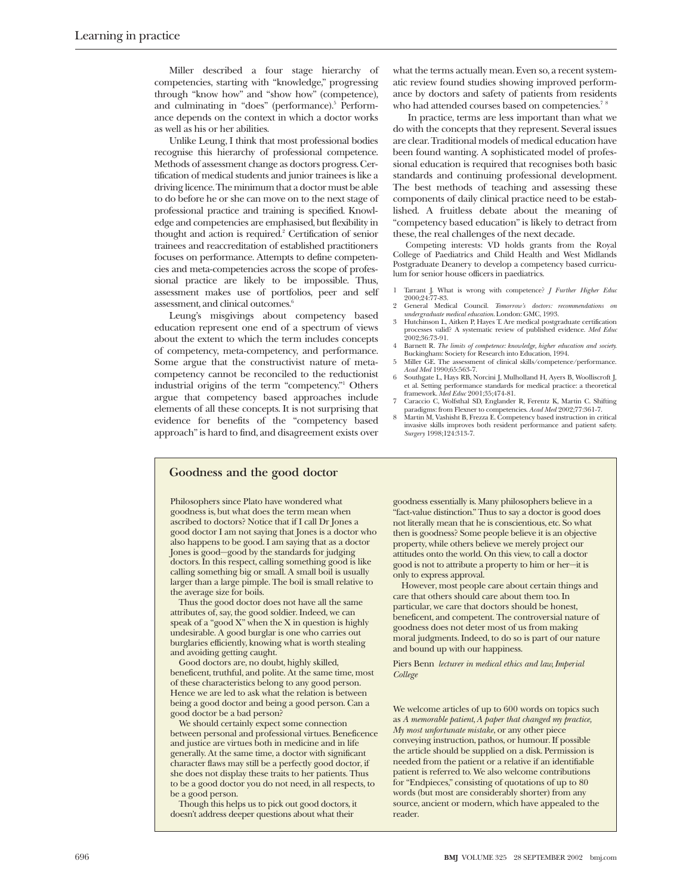Miller described a four stage hierarchy of competencies, starting with "knowledge," progressing through "know how" and "show how" (competence), and culminating in "does" (performance).[5] Performance depends on the context in which a doctor works as well as his or her abilities.

Unlike Leung, I think that most professional bodies recognise this hierarchy of professional competence. Methods of assessment change as doctors progress. Certification of medical students and junior trainees is like a driving licence. The minimum that a doctor must be able to do before he or she can move on to the next stage of professional practice and training is specified. Knowledge and competencies are emphasised, but flexibility in thought and action is required.[2] Certification of senior trainees and reaccreditation of established practitioners focuses on performance. Attempts to define competencies and meta-competencies across the scope of professional practice are likely to be impossible. Thus, assessment makes use of portfolios, peer and self assessment, and clinical outcomes.[6]

Leung's misgivings about competency based education represent one end of a spectrum of views about the extent to which the term includes concepts of competency, meta-competency, and performance. Some argue that the constructivist nature of meta-competency cannot be reconciled to the reductionist industrial origins of the term "competency."[1] Others argue that competency based approaches include elements of all these concepts. It is not surprising that evidence for benefits of the "competency based approach" is hard to find, and disagreement exists over what the terms actually mean. Even so, a recent systematic review found studies showing improved performance by doctors and safety of patients from residents who had attended courses based on competencies.[7,8]

In practice, terms are less important than what we do with the concepts that they represent. Several issues are clear. Traditional models of medical education have been found wanting. A sophisticated model of professional education is required that recognises both basic standards and continuing professional development. The best methods of teaching and assessing these components of daily clinical practice need to be established. A fruitless debate about the meaning of "competency based education" is likely to detract from these, the real challenges of the next decade.

Competing interests: VD holds grants from the Royal College of Paediatrics and Child Health and West Midlands Postgraduate Deanery to develop a competency based curriculum for senior house officers in paediatrics.

1. Tarrant J. What is wrong with competence? *J Further Higher Educ* 2000;24:77-83.
2. General Medical Council. *Tomorrow's doctors: recommendations on undergraduate medical education.* London: GMC, 1993.
3. Hutchinson L, Aitken P, Hayes T. Are medical postgraduate certification processes valid? A systematic review of published evidence. *Med Educ* 2002;36:73-91.
4. Barnett R. *The limits of competence: knowledge, higher education and society.* Buckingham: Society for Research into Education, 1994.
5. Miller GE. The assessment of clinical skills/competence/performance. *Acad Med* 1990;65:563-7.
6. Southgate L, Hays RB, Norcini J, Mulholland H, Ayers B, Woolliscroft J, et al. Setting performance standards for medical practice: a theoretical framework. *Med Educ* 2001;35;474-81.
7. Caraccio C, Wolfsthal SD, Englander R, Ferentz K, Martin C. Shifting paradigms: from Flexner to competencies. *Acad Med* 2002;77:361-7.
8. Martin M, Vashisht B, Frezza E. Competency based instruction in critical invasive skills improves both resident performance and patient safety. *Surgery* 1998;124:313-7.

## Goodness and the good doctor

Philosophers since Plato have wondered what goodness is, but what does the term mean when ascribed to doctors? Notice that if I call Dr Jones a good doctor I am not saying that Jones is a doctor who also happens to be good. I am saying that as a doctor Jones is good—good by the standards for judging doctors. In this respect, calling something good is like calling something big or small. A small boil is usually larger than a large pimple. The boil is small relative to the average size for boils.

Thus the good doctor does not have all the same attributes of, say, the good soldier. Indeed, we can speak of a "good X" when the X in question is highly undesirable. A good burglar is one who carries out burglaries efficiently, knowing what is worth stealing and avoiding getting caught.

Good doctors are, no doubt, highly skilled, beneficent, truthful, and polite. At the same time, most of these characteristics belong to any good person. Hence we are led to ask what the relation is between being a good doctor and being a good person. Can a good doctor be a bad person?

We should certainly expect some connection between personal and professional virtues. Beneficence and justice are virtues both in medicine and in life generally. At the same time, a doctor with significant character flaws may still be a perfectly good doctor, if she does not display these traits to her patients. Thus to be a good doctor you do not need, in all respects, to be a good person.

Though this helps us to pick out good doctors, it doesn't address deeper questions about what their goodness essentially is. Many philosophers believe in a "fact-value distinction." Thus to say a doctor is good does not literally mean that he is conscientious, etc. So what then is goodness? Some people believe it is an objective property, while others believe we merely project our attitudes onto the world. On this view, to call a doctor good is not to attribute a property to him or her—it is only to express approval.

However, most people care about certain things and care that others should care about them too. In particular, we care that doctors should be honest, beneficent, and competent. The controversial nature of goodness does not deter most of us from making moral judgments. Indeed, to do so is part of our nature and bound up with our happiness.

Piers Benn *lecturer in medical ethics and law, Imperial College*

We welcome articles of up to 600 words on topics such as *A memorable patient, A paper that changed my practice, My most unfortunate mistake*, or any other piece conveying instruction, pathos, or humour. If possible the article should be supplied on a disk. Permission is needed from the patient or a relative if an identifiable patient is referred to. We also welcome contributions for "Endpieces," consisting of quotations of up to 80 words (but most are considerably shorter) from any source, ancient or modern, which have appealed to the reader.